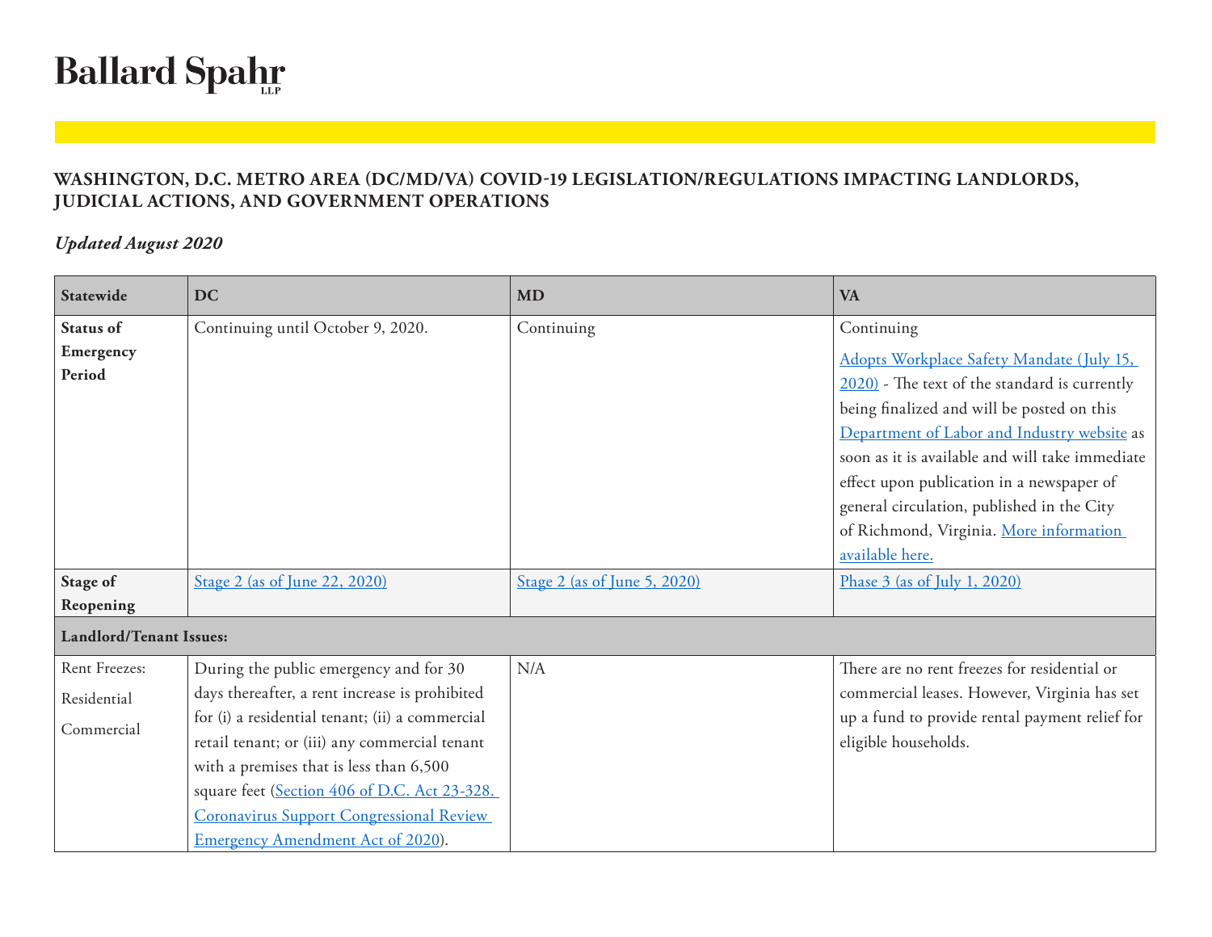# Ballard Spahr LLP

## WASHINGTON, D.C. METRO AREA (DC/MD/VA) COVID-19 LEGISLATION/REGULATIONS IMPACTING LANDLORDS, JUDICIAL ACTIONS, AND GOVERNMENT OPERATIONS

*Updated August 2020*

| Statewide | DC | MD | VA |
|---|---|---|---|
| **Status of Emergency Period** | Continuing until October 9, 2020. | Continuing | Continuing<br>Adopts Workplace Safety Mandate (July 15, 2020) - The text of the standard is currently being finalized and will be posted on this Department of Labor and Industry website as soon as it is available and will take immediate effect upon publication in a newspaper of general circulation, published in the City of Richmond, Virginia. More information available here. |
| **Stage of Reopening** | Stage 2 (as of June 22, 2020) | Stage 2 (as of June 5, 2020) | Phase 3 (as of July 1, 2020) |
| **Landlord/Tenant Issues:** | | | |
| Rent Freezes:<br>Residential<br>Commercial | During the public emergency and for 30 days thereafter, a rent increase is prohibited for (i) a residential tenant; (ii) a commercial retail tenant; or (iii) any commercial tenant with a premises that is less than 6,500 square feet (Section 406 of D.C. Act 23-328. Coronavirus Support Congressional Review Emergency Amendment Act of 2020). | N/A | There are no rent freezes for residential or commercial leases. However, Virginia has set up a fund to provide rental payment relief for eligible households. |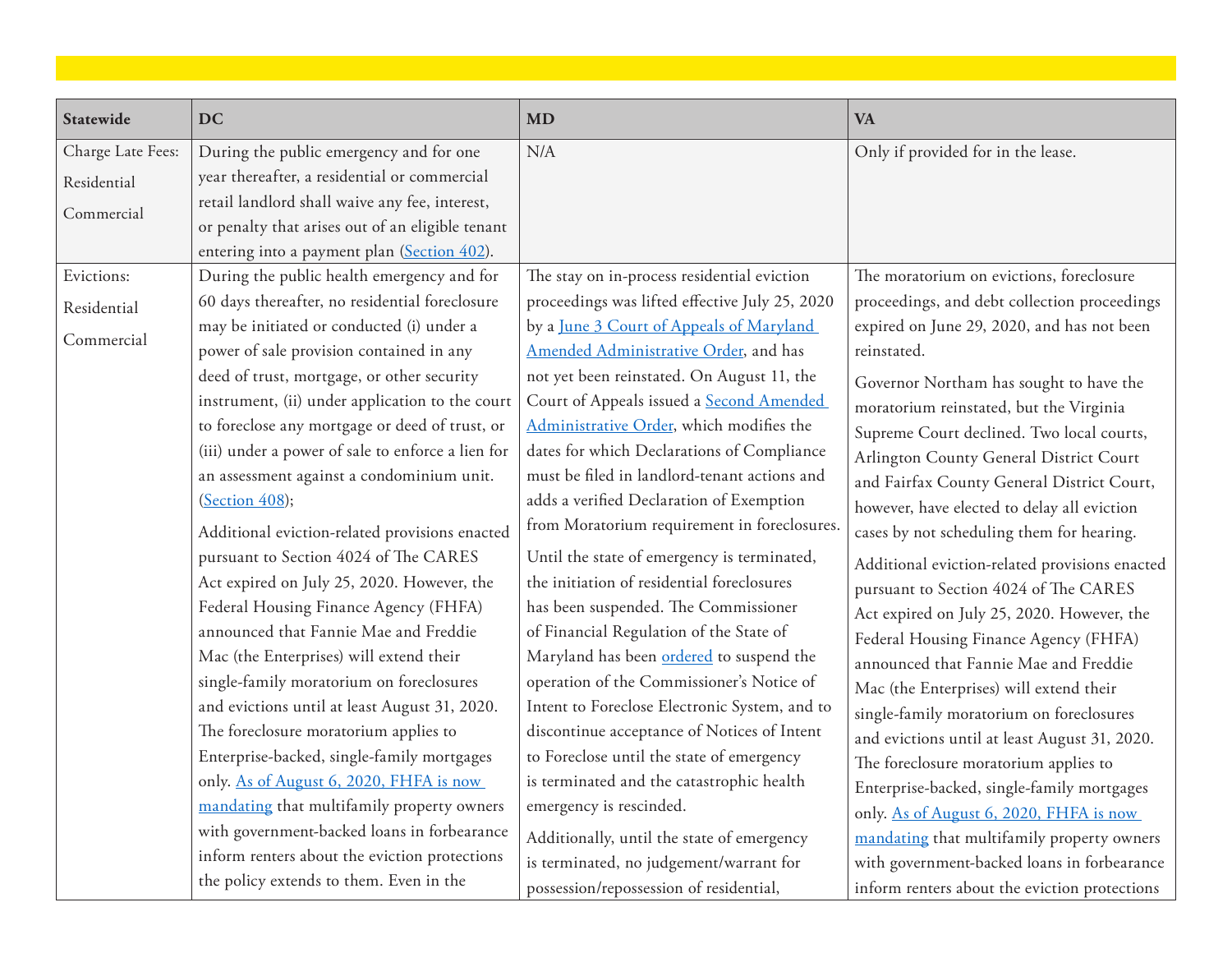| Statewide | DC | MD | VA |
|---|---|---|---|
| Charge Late Fees: Residential Commercial | During the public emergency and for one year thereafter, a residential or commercial retail landlord shall waive any fee, interest, or penalty that arises out of an eligible tenant entering into a payment plan ([Section 402](Section 402)). | N/A | Only if provided for in the lease. |
| Evictions: Residential Commercial | During the public health emergency and for 60 days thereafter, no residential foreclosure may be initiated or conducted (i) under a power of sale provision contained in any deed of trust, mortgage, or other security instrument, (ii) under application to the court to foreclose any mortgage or deed of trust, or (iii) under a power of sale to enforce a lien for an assessment against a condominium unit. ([Section 408](Section 408)); <br><br> Additional eviction-related provisions enacted pursuant to Section 4024 of The CARES Act expired on July 25, 2020. However, the Federal Housing Finance Agency (FHFA) announced that Fannie Mae and Freddie Mac (the Enterprises) will extend their single-family moratorium on foreclosures and evictions until at least August 31, 2020. The foreclosure moratorium applies to Enterprise-backed, single-family mortgages only. [As of August 6, 2020, FHFA is now mandating](As of August 6, 2020, FHFA is now mandating) that multifamily property owners with government-backed loans in forbearance inform renters about the eviction protections the policy extends to them. Even in the | The stay on in-process residential eviction proceedings was lifted effective July 25, 2020 by a [June 3 Court of Appeals of Maryland Amended Administrative Order](June 3 Court of Appeals of Maryland Amended Administrative Order), and has not yet been reinstated. On August 11, the Court of Appeals issued a [Second Amended Administrative Order](Second Amended Administrative Order), which modifies the dates for which Declarations of Compliance must be filed in landlord-tenant actions and adds a verified Declaration of Exemption from Moratorium requirement in foreclosures. <br><br> Until the state of emergency is terminated, the initiation of residential foreclosures has been suspended. The Commissioner of Financial Regulation of the State of Maryland has been [ordered](ordered) to suspend the operation of the Commissioner's Notice of Intent to Foreclose Electronic System, and to discontinue acceptance of Notices of Intent to Foreclose until the state of emergency is terminated and the catastrophic health emergency is rescinded. <br><br> Additionally, until the state of emergency is terminated, no judgement/warrant for possession/repossession of residential, | The moratorium on evictions, foreclosure proceedings, and debt collection proceedings expired on June 29, 2020, and has not been reinstated. <br><br> Governor Northam has sought to have the moratorium reinstated, but the Virginia Supreme Court declined. Two local courts, Arlington County General District Court and Fairfax County General District Court, however, have elected to delay all eviction cases by not scheduling them for hearing. <br><br> Additional eviction-related provisions enacted pursuant to Section 4024 of The CARES Act expired on July 25, 2020. However, the Federal Housing Finance Agency (FHFA) announced that Fannie Mae and Freddie Mac (the Enterprises) will extend their single-family moratorium on foreclosures and evictions until at least August 31, 2020. The foreclosure moratorium applies to Enterprise-backed, single-family mortgages only. [As of August 6, 2020, FHFA is now mandating](As of August 6, 2020, FHFA is now mandating) that multifamily property owners with government-backed loans in forbearance inform renters about the eviction protections |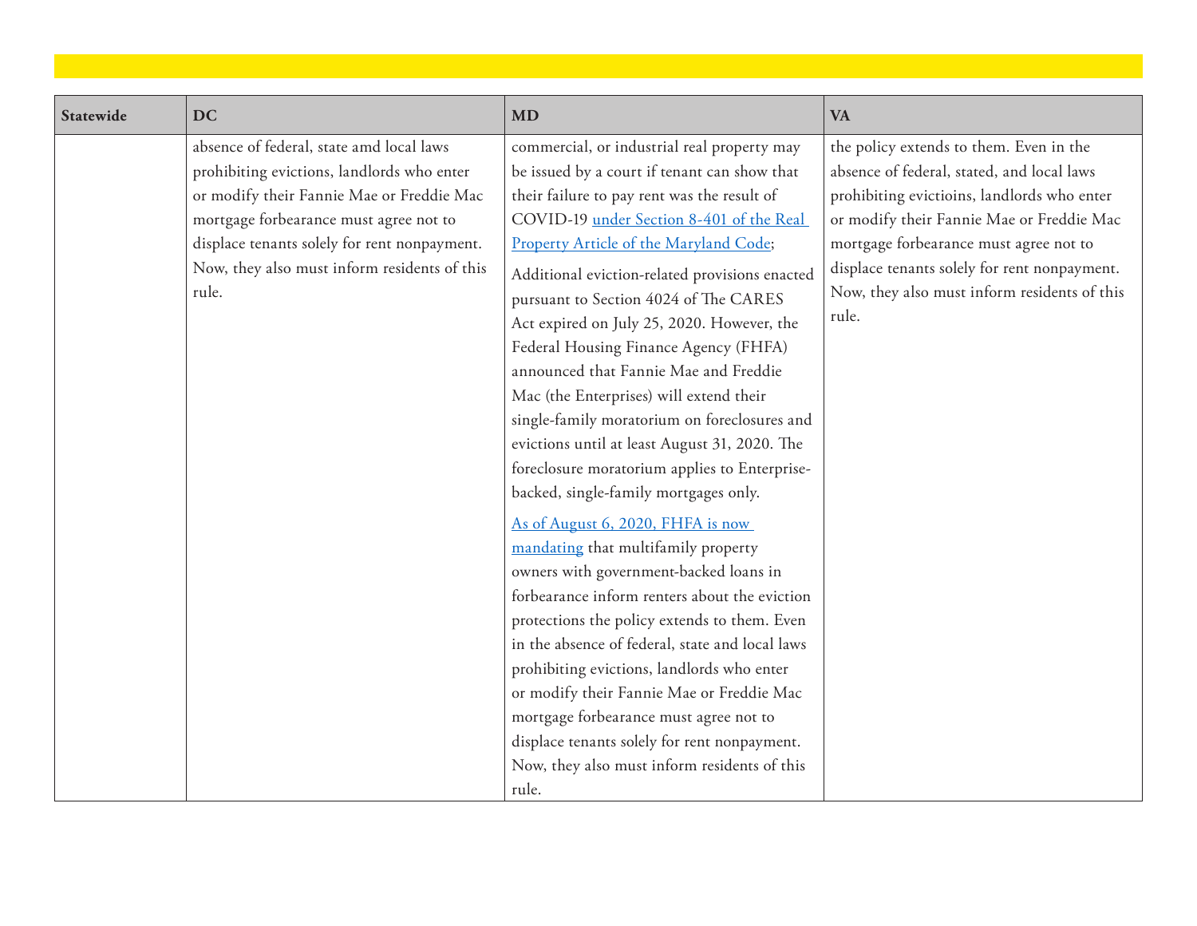| Statewide | DC | MD | VA |
|---|---|---|---|
| | absence of federal, state amd local laws prohibiting evictions, landlords who enter or modify their Fannie Mae or Freddie Mac mortgage forbearance must agree not to displace tenants solely for rent nonpayment. Now, they also must inform residents of this rule. | commercial, or industrial real property may be issued by a court if tenant can show that their failure to pay rent was the result of COVID-19 [under Section 8-401 of the Real Property Article of the Maryland Code](); <br><br> Additional eviction-related provisions enacted pursuant to Section 4024 of The CARES Act expired on July 25, 2020. However, the Federal Housing Finance Agency (FHFA) announced that Fannie Mae and Freddie Mac (the Enterprises) will extend their single-family moratorium on foreclosures and evictions until at least August 31, 2020. The foreclosure moratorium applies to Enterprise-backed, single-family mortgages only. <br><br> [As of August 6, 2020, FHFA is now mandating]() that multifamily property owners with government-backed loans in forbearance inform renters about the eviction protections the policy extends to them. Even in the absence of federal, state and local laws prohibiting evictions, landlords who enter or modify their Fannie Mae or Freddie Mac mortgage forbearance must agree not to displace tenants solely for rent nonpayment. Now, they also must inform residents of this rule. | the policy extends to them. Even in the absence of federal, stated, and local laws prohibiting evictioins, landlords who enter or modify their Fannie Mae or Freddie Mac mortgage forbearance must agree not to displace tenants solely for rent nonpayment. Now, they also must inform residents of this rule. |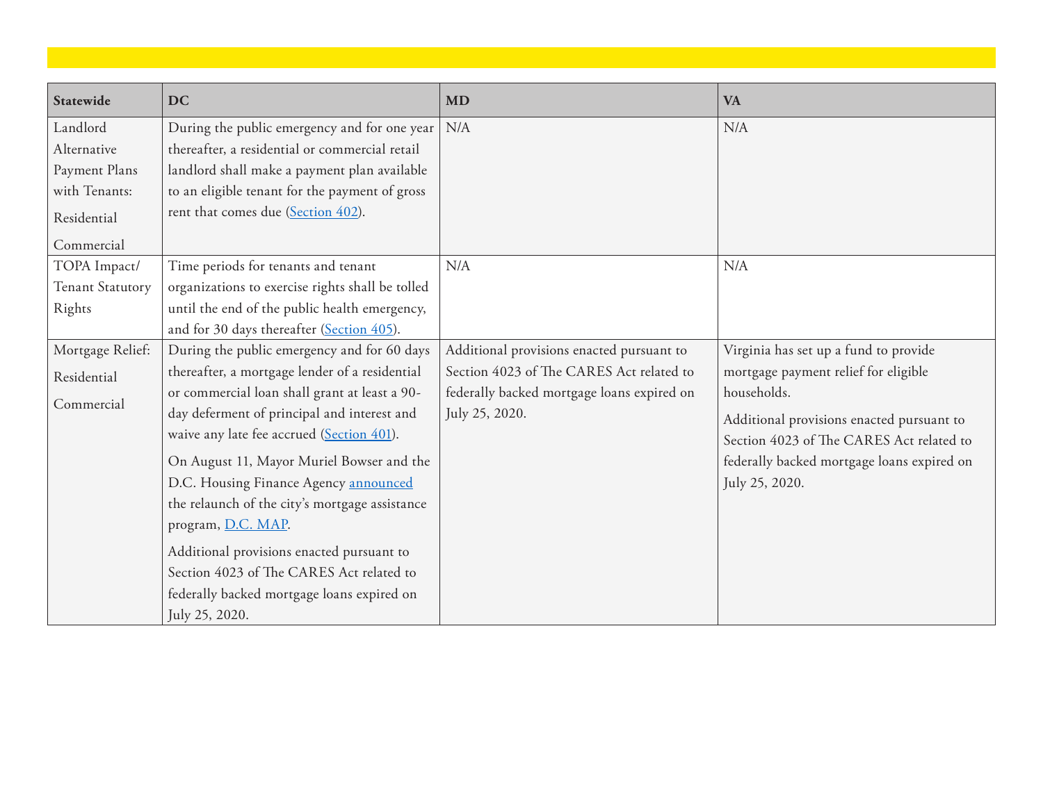| Statewide | DC | MD | VA |
|---|---|---|---|
| Landlord Alternative Payment Plans with Tenants:<br>Residential<br>Commercial | During the public emergency and for one year thereafter, a residential or commercial retail landlord shall make a payment plan available to an eligible tenant for the payment of gross rent that comes due (Section 402). | N/A | N/A |
| TOPA Impact/ Tenant Statutory Rights | Time periods for tenants and tenant organizations to exercise rights shall be tolled until the end of the public health emergency, and for 30 days thereafter (Section 405). | N/A | N/A |
| Mortgage Relief:<br>Residential<br>Commercial | During the public emergency and for 60 days thereafter, a mortgage lender of a residential or commercial loan shall grant at least a 90-day deferment of principal and interest and waive any late fee accrued (Section 401).<br>On August 11, Mayor Muriel Bowser and the D.C. Housing Finance Agency announced the relaunch of the city's mortgage assistance program, D.C. MAP.<br>Additional provisions enacted pursuant to Section 4023 of The CARES Act related to federally backed mortgage loans expired on July 25, 2020. | Additional provisions enacted pursuant to Section 4023 of The CARES Act related to federally backed mortgage loans expired on July 25, 2020. | Virginia has set up a fund to provide mortgage payment relief for eligible households.<br>Additional provisions enacted pursuant to Section 4023 of The CARES Act related to federally backed mortgage loans expired on July 25, 2020. |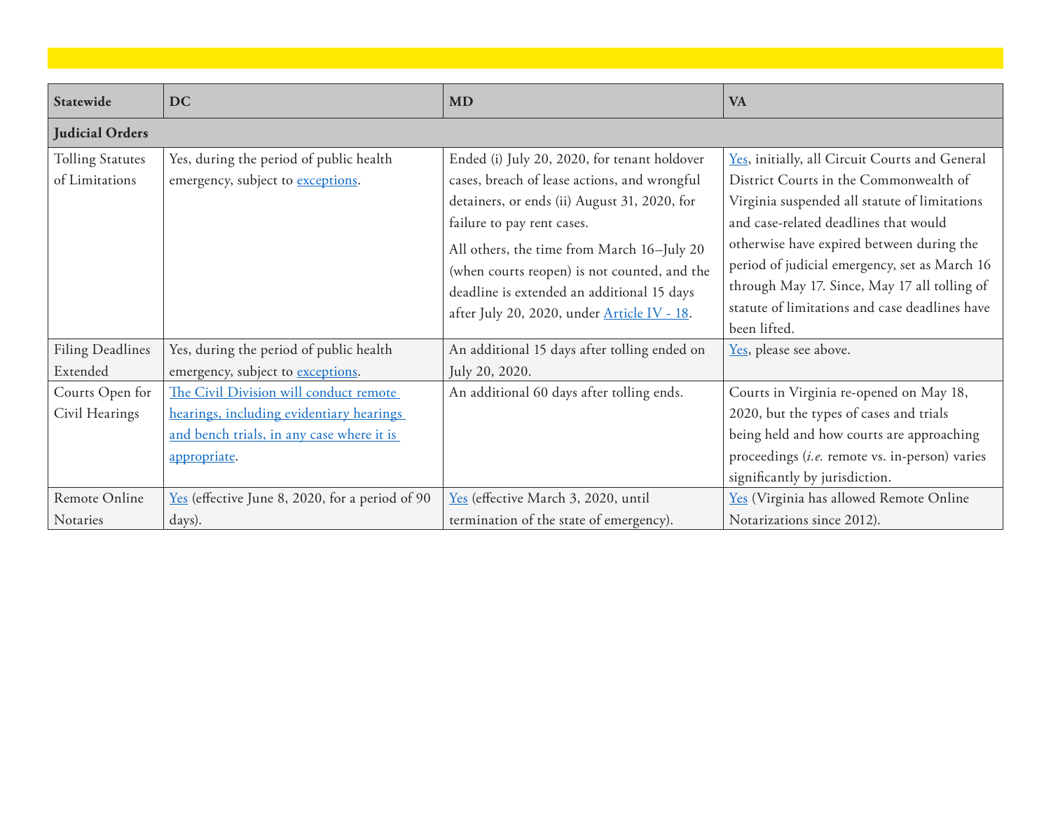| Statewide | DC | MD | VA |
|---|---|---|---|
| **Judicial Orders** | | | |
| Tolling Statutes of Limitations | Yes, during the period of public health emergency, subject to exceptions. | Ended (i) July 20, 2020, for tenant holdover cases, breach of lease actions, and wrongful detainers, or ends (ii) August 31, 2020, for failure to pay rent cases.<br>All others, the time from March 16–July 20 (when courts reopen) is not counted, and the deadline is extended an additional 15 days after July 20, 2020, under Article IV - 18. | Yes, initially, all Circuit Courts and General District Courts in the Commonwealth of Virginia suspended all statute of limitations and case-related deadlines that would otherwise have expired between during the period of judicial emergency, set as March 16 through May 17. Since, May 17 all tolling of statute of limitations and case deadlines have been lifted. |
| Filing Deadlines Extended | Yes, during the period of public health emergency, subject to exceptions. | An additional 15 days after tolling ended on July 20, 2020. | Yes, please see above. |
| Courts Open for Civil Hearings | The Civil Division will conduct remote hearings, including evidentiary hearings and bench trials, in any case where it is appropriate. | An additional 60 days after tolling ends. | Courts in Virginia re-opened on May 18, 2020, but the types of cases and trials being held and how courts are approaching proceedings (*i.e.* remote vs. in-person) varies significantly by jurisdiction. |
| Remote Online Notaries | Yes (effective June 8, 2020, for a period of 90 days). | Yes (effective March 3, 2020, until termination of the state of emergency). | Yes (Virginia has allowed Remote Online Notarizations since 2012). |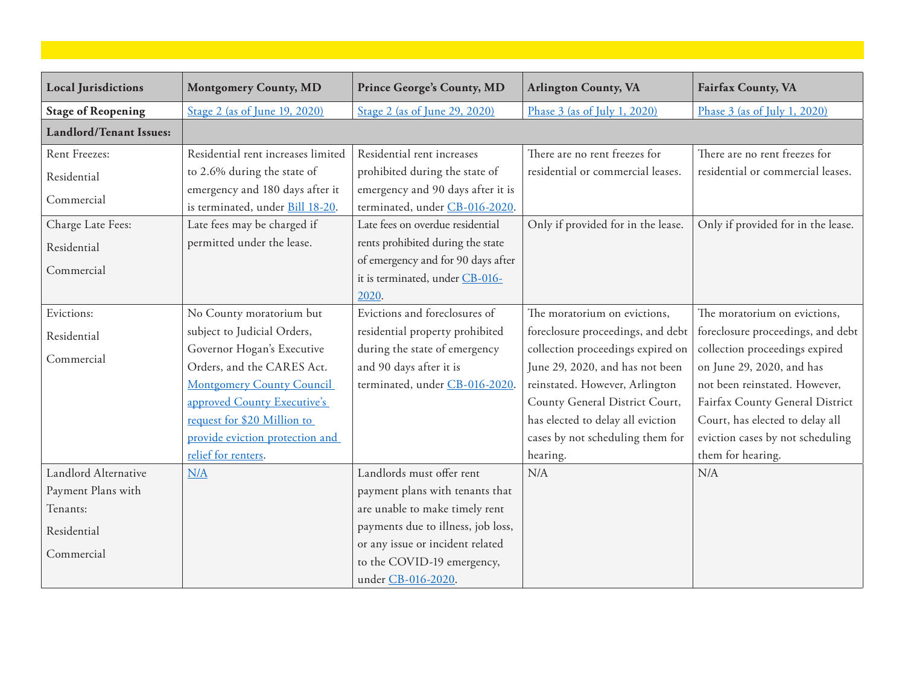| Local Jurisdictions | Montgomery County, MD | Prince George's County, MD | Arlington County, VA | Fairfax County, VA |
|---|---|---|---|---|
| **Stage of Reopening** | Stage 2 (as of June 19, 2020) | Stage 2 (as of June 29, 2020) | Phase 3 (as of July 1, 2020) | Phase 3 (as of July 1, 2020) |
| **Landlord/Tenant Issues:** | | | | |
| Rent Freezes: Residential Commercial | Residential rent increases limited to 2.6% during the state of emergency and 180 days after it is terminated, under Bill 18-20. | Residential rent increases prohibited during the state of emergency and 90 days after it is terminated, under CB-016-2020. | There are no rent freezes for residential or commercial leases. | There are no rent freezes for residential or commercial leases. |
| Charge Late Fees: Residential Commercial | Late fees may be charged if permitted under the lease. | Late fees on overdue residential rents prohibited during the state of emergency and for 90 days after it is terminated, under CB-016-2020. | Only if provided for in the lease. | Only if provided for in the lease. |
| Evictions: Residential Commercial | No County moratorium but subject to Judicial Orders, Governor Hogan's Executive Orders, and the CARES Act. Montgomery County Council approved County Executive's request for $20 Million to provide eviction protection and relief for renters. | Evictions and foreclosures of residential property prohibited during the state of emergency and 90 days after it is terminated, under CB-016-2020. | The moratorium on evictions, foreclosure proceedings, and debt collection proceedings expired on June 29, 2020, and has not been reinstated. However, Arlington County General District Court, has elected to delay all eviction cases by not scheduling them for hearing. | The moratorium on evictions, foreclosure proceedings, and debt collection proceedings expired on June 29, 2020, and has not been reinstated. However, Fairfax County General District Court, has elected to delay all eviction cases by not scheduling them for hearing. |
| Landlord Alternative Payment Plans with Tenants: Residential Commercial | N/A | Landlords must offer rent payment plans with tenants that are unable to make timely rent payments due to illness, job loss, or any issue or incident related to the COVID-19 emergency, under CB-016-2020. | N/A | N/A |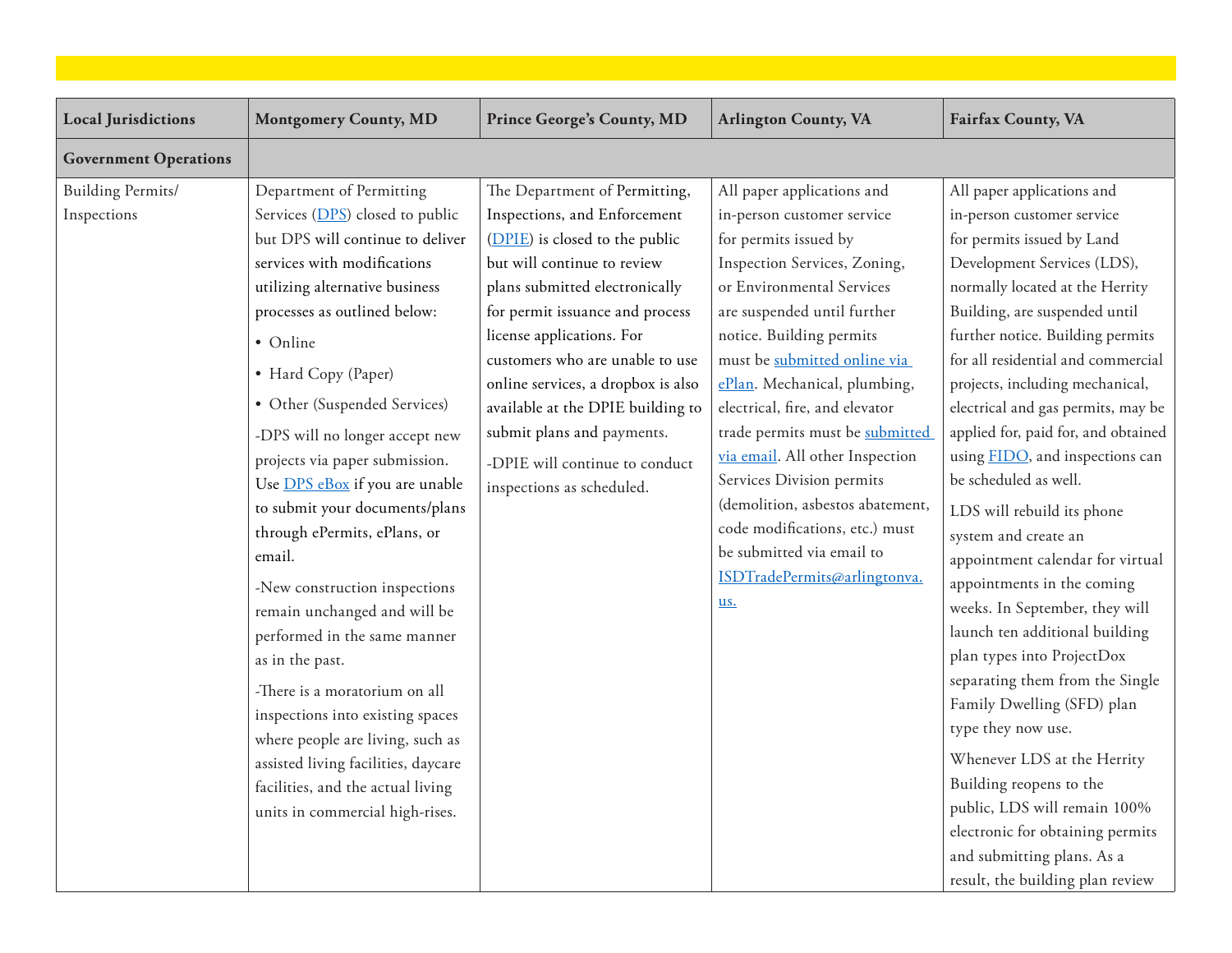| Local Jurisdictions | Montgomery County, MD | Prince George's County, MD | Arlington County, VA | Fairfax County, VA |
|---|---|---|---|---|
| **Government Operations** | | | | |
| Building Permits/ Inspections | Department of Permitting Services (DPS) closed to public but DPS will continue to deliver services with modifications utilizing alternative business processes as outlined below:<br>• Online<br>• Hard Copy (Paper)<br>• Other (Suspended Services)<br>-DPS will no longer accept new projects via paper submission. Use DPS eBox if you are unable to submit your documents/plans through ePermits, ePlans, or email.<br>-New construction inspections remain unchanged and will be performed in the same manner as in the past.<br>-There is a moratorium on all inspections into existing spaces where people are living, such as assisted living facilities, daycare facilities, and the actual living units in commercial high-rises. | The Department of Permitting, Inspections, and Enforcement (DPIE) is closed to the public but will continue to review plans submitted electronically for permit issuance and process license applications. For customers who are unable to use online services, a dropbox is also available at the DPIE building to submit plans and payments.<br>-DPIE will continue to conduct inspections as scheduled. | All paper applications and in-person customer service for permits issued by Inspection Services, Zoning, or Environmental Services are suspended until further notice. Building permits must be submitted online via ePlan. Mechanical, plumbing, electrical, fire, and elevator trade permits must be submitted via email. All other Inspection Services Division permits (demolition, asbestos abatement, code modifications, etc.) must be submitted via email to ISDTradePermits@arlingtonva.us. | All paper applications and in-person customer service for permits issued by Land Development Services (LDS), normally located at the Herrity Building, are suspended until further notice. Building permits for all residential and commercial projects, including mechanical, electrical and gas permits, may be applied for, paid for, and obtained using FIDO, and inspections can be scheduled as well.<br>LDS will rebuild its phone system and create an appointment calendar for virtual appointments in the coming weeks. In September, they will launch ten additional building plan types into ProjectDox separating them from the Single Family Dwelling (SFD) plan type they now use.<br>Whenever LDS at the Herrity Building reopens to the public, LDS will remain 100% electronic for obtaining permits and submitting plans. As a result, the building plan review |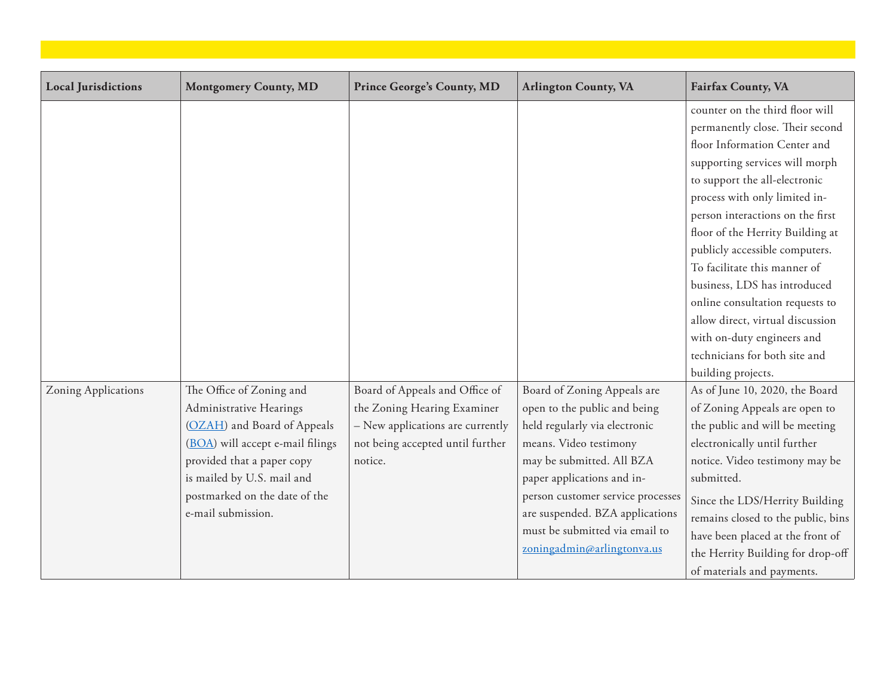| Local Jurisdictions | Montgomery County, MD | Prince George's County, MD | Arlington County, VA | Fairfax County, VA |
|---|---|---|---|---|
| | | | | counter on the third floor will permanently close. Their second floor Information Center and supporting services will morph to support the all-electronic process with only limited in-person interactions on the first floor of the Herrity Building at publicly accessible computers. To facilitate this manner of business, LDS has introduced online consultation requests to allow direct, virtual discussion with on-duty engineers and technicians for both site and building projects. |
| Zoning Applications | The Office of Zoning and Administrative Hearings (OZAH) and Board of Appeals (BOA) will accept e-mail filings provided that a paper copy is mailed by U.S. mail and postmarked on the date of the e-mail submission. | Board of Appeals and Office of the Zoning Hearing Examiner – New applications are currently not being accepted until further notice. | Board of Zoning Appeals are open to the public and being held regularly via electronic means. Video testimony may be submitted. All BZA paper applications and in-person customer service processes are suspended. BZA applications must be submitted via email to zoningadmin@arlingtonva.us | As of June 10, 2020, the Board of Zoning Appeals are open to the public and will be meeting electronically until further notice. Video testimony may be submitted.<br><br>Since the LDS/Herrity Building remains closed to the public, bins have been placed at the front of the Herrity Building for drop-off of materials and payments. |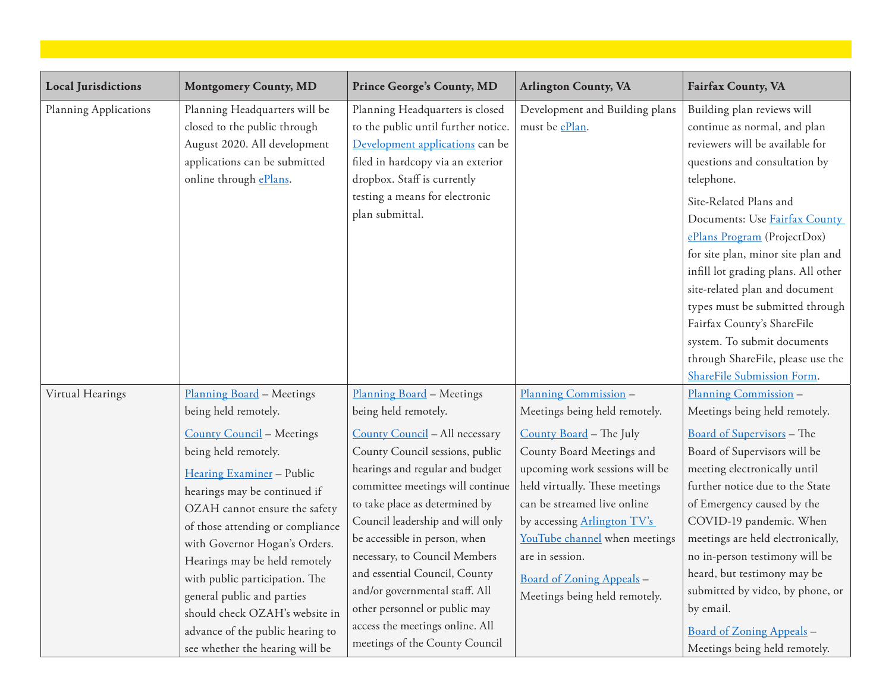| Local Jurisdictions | Montgomery County, MD | Prince George's County, MD | Arlington County, VA | Fairfax County, VA |
|---|---|---|---|---|
| Planning Applications | Planning Headquarters will be closed to the public through August 2020. All development applications can be submitted online through ePlans. | Planning Headquarters is closed to the public until further notice. Development applications can be filed in hardcopy via an exterior dropbox. Staff is currently testing a means for electronic plan submittal. | Development and Building plans must be ePlan. | Building plan reviews will continue as normal, and plan reviewers will be available for questions and consultation by telephone.<br><br>Site-Related Plans and Documents: Use Fairfax County ePlans Program (ProjectDox) for site plan, minor site plan and infill lot grading plans. All other site-related plan and document types must be submitted through Fairfax County's ShareFile system. To submit documents through ShareFile, please use the ShareFile Submission Form. |
| Virtual Hearings | Planning Board – Meetings being held remotely.<br><br>County Council – Meetings being held remotely.<br><br>Hearing Examiner – Public hearings may be continued if OZAH cannot ensure the safety of those attending or compliance with Governor Hogan's Orders. Hearings may be held remotely with public participation. The general public and parties should check OZAH's website in advance of the public hearing to see whether the hearing will be | Planning Board – Meetings being held remotely.<br><br>County Council – All necessary County Council sessions, public hearings and regular and budget committee meetings will continue to take place as determined by Council leadership and will only be accessible in person, when necessary, to Council Members and essential Council, County and/or governmental staff. All other personnel or public may access the meetings online. All meetings of the County Council | Planning Commission – Meetings being held remotely.<br><br>County Board – The July County Board Meetings and upcoming work sessions will be held virtually. These meetings can be streamed live online by accessing Arlington TV's YouTube channel when meetings are in session.<br><br>Board of Zoning Appeals – Meetings being held remotely. | Planning Commission – Meetings being held remotely.<br><br>Board of Supervisors – The Board of Supervisors will be meeting electronically until further notice due to the State of Emergency caused by the COVID-19 pandemic. When meetings are held electronically, no in-person testimony will be heard, but testimony may be submitted by video, by phone, or by email.<br><br>Board of Zoning Appeals – Meetings being held remotely. |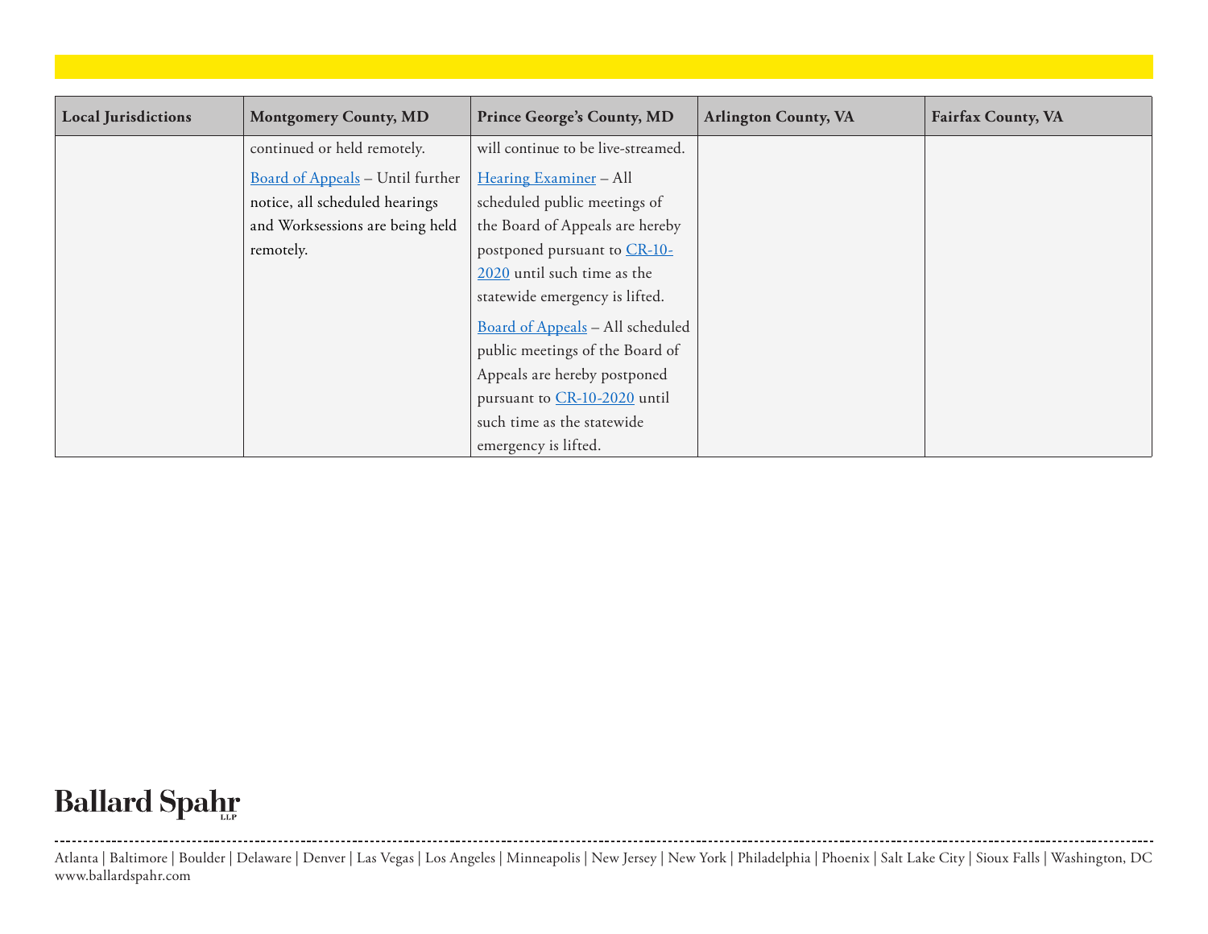| Local Jurisdictions | Montgomery County, MD | Prince George's County, MD | Arlington County, VA | Fairfax County, VA |
|---|---|---|---|---|
| | continued or held remotely.<br><br>Board of Appeals – Until further notice, all scheduled hearings and Worksessions are being held remotely. | will continue to be live-streamed.<br><br>Hearing Examiner – All scheduled public meetings of the Board of Appeals are hereby postponed pursuant to CR-10-2020 until such time as the statewide emergency is lifted.<br><br>Board of Appeals – All scheduled public meetings of the Board of Appeals are hereby postponed pursuant to CR-10-2020 until such time as the statewide emergency is lifted. | | |

Ballard Spahr LLP

Atlanta | Baltimore | Boulder | Delaware | Denver | Las Vegas | Los Angeles | Minneapolis | New Jersey | New York | Philadelphia | Phoenix | Salt Lake City | Sioux Falls | Washington, DC
www.ballardspahr.com